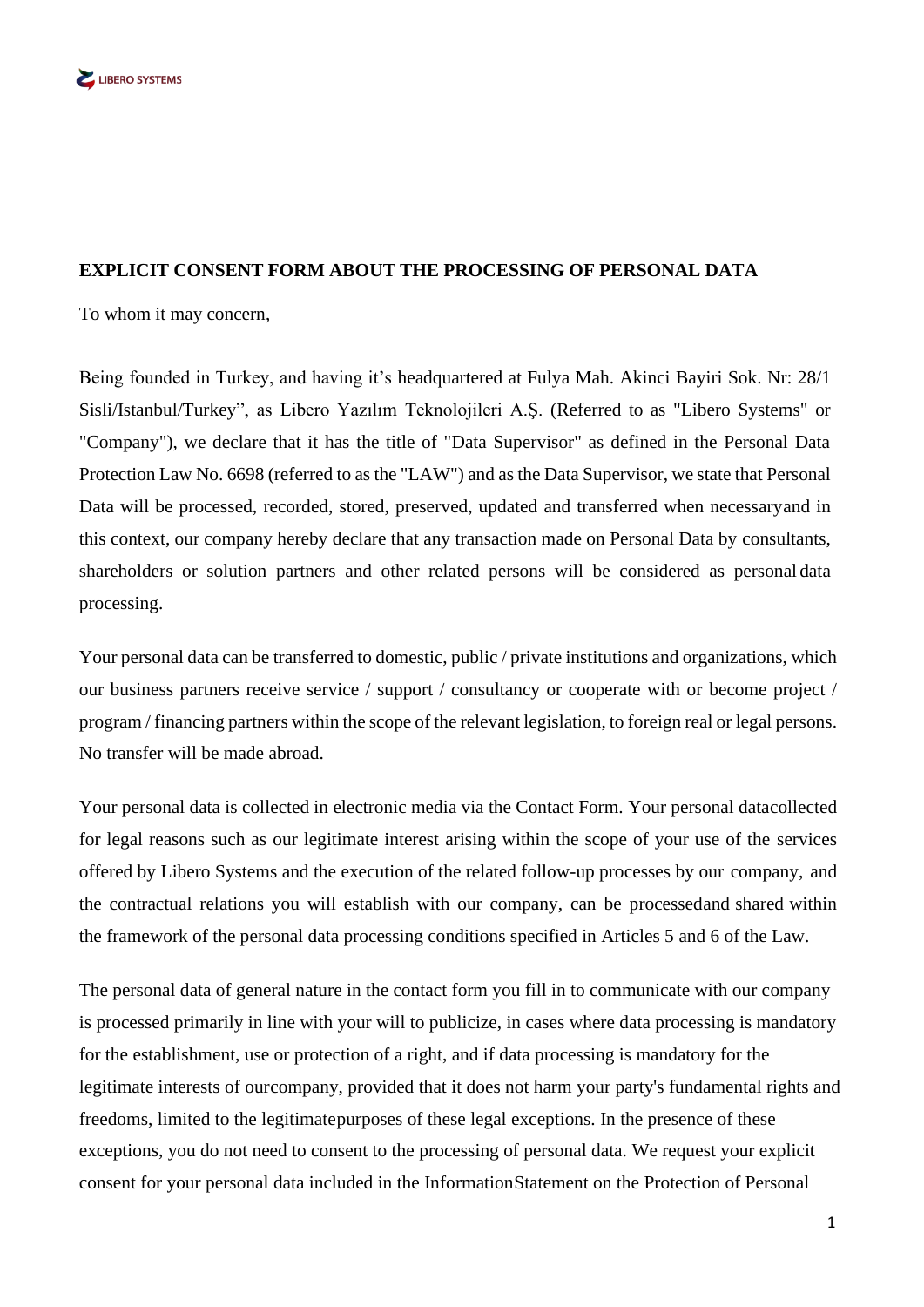**EXPLICIT CONSENT FORM ABOUT THE PROCESSING OF PERSONAL DATA**

To whom it may concern,

Being founded in Turkey, and having it's headquartered at Fulya Mah. Akinci Bayiri Sok. Nr: 28/1 Sisli/Istanbul/Turkey", as Libero Yazılım Teknolojileri A.Ş. (Referred to as "Libero Systems" or "Company"), we declare that it has the title of "Data Supervisor" as defined in the Personal Data Protection Law No. 6698 (referred to as the "LAW") and as the Data Supervisor, we state that Personal Data will be processed, recorded, stored, preserved, updated and transferred when necessaryand in this context, our company hereby declare that any transaction made on Personal Data by consultants, shareholders or solution partners and other related persons will be considered as personal data processing.

Your personal data can be transferred to domestic, public / private institutions and organizations, which our business partners receive service / support / consultancy or cooperate with or become project / program / financing partners within the scope of the relevant legislation, to foreign real or legal persons. No transfer will be made abroad.

Your personal data is collected in electronic media via the Contact Form. Your personal datacollected for legal reasons such as our legitimate interest arising within the scope of your use of the services offered by Libero Systems and the execution of the related follow-up processes by our company, and the contractual relations you will establish with our company, can be processedand shared within the framework of the personal data processing conditions specified in Articles 5 and 6 of the Law.

The personal data of general nature in the contact form you fill in to communicate with our company is processed primarily in line with your will to publicize, in cases where data processing is mandatory for the establishment, use or protection of a right, and if data processing is mandatory for the legitimate interests of ourcompany, provided that it does not harm your party's fundamental rights and freedoms, limited to the legitimatepurposes of these legal exceptions. In the presence of these exceptions, you do not need to consent to the processing of personal data. We request your explicit consent for your personal data included in the InformationStatement on the Protection of Personal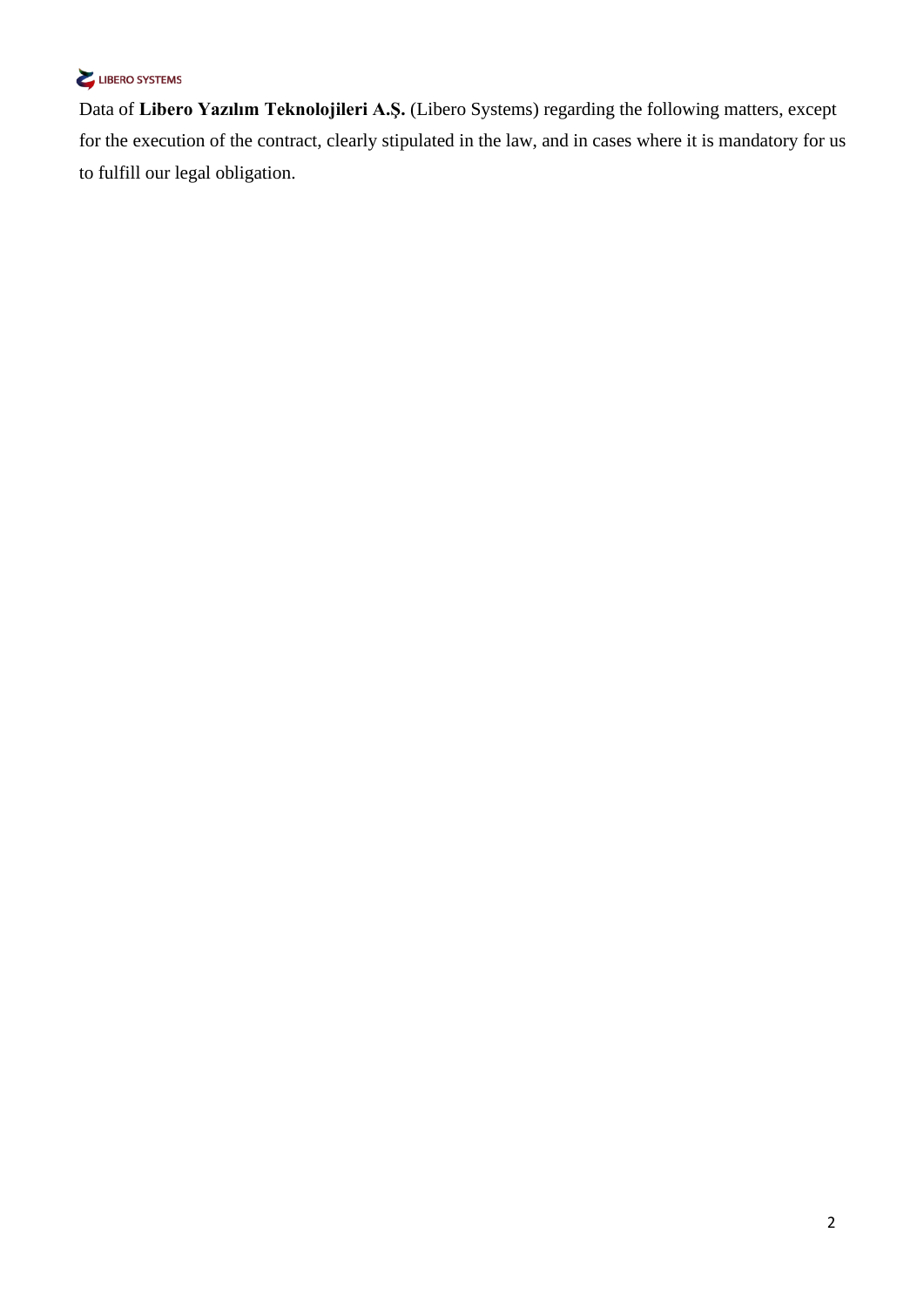Data of **Libero Yazılım Teknolojileri A.Ş.** (Libero Systems) regarding the following matters, except for the execution of the contract, clearly stipulated in the law, and in cases where it is mandatory for us to fulfill our legal obligation.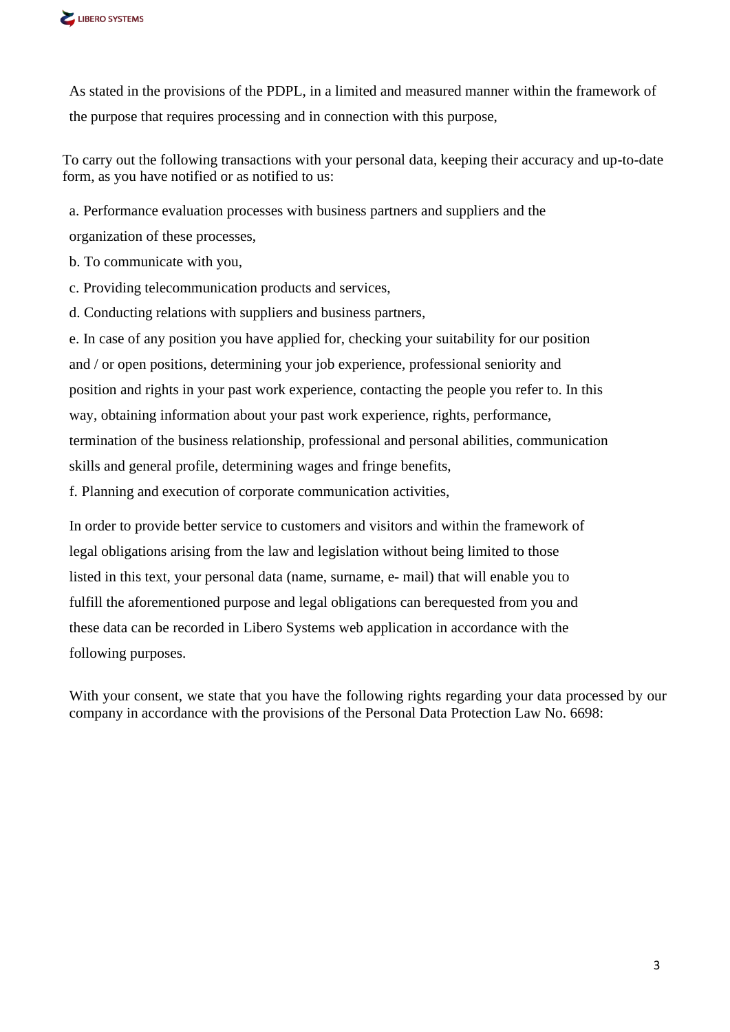As stated in the provisions of the PDPL, in a limited and measured manner within the framework of the purpose that requires processing and in connection with this purpose,

To carry out the following transactions with your personal data, keeping their accuracy and up-to-date form, as you have notified or as notified to us:

a. Performance evaluation processes with business partners and suppliers and the organization of these processes,

b. To communicate with you,

c. Providing telecommunication products and services,

d. Conducting relations with suppliers and business partners,

e. In case of any position you have applied for, checking your suitability for our position and / or open positions, determining your job experience, professional seniority and position and rights in your past work experience, contacting the people you refer to. In this way, obtaining information about your past work experience, rights, performance, termination of the business relationship, professional and personal abilities, communication skills and general profile, determining wages and fringe benefits,

f. Planning and execution of corporate communication activities,

In order to provide better service to customers and visitors and within the framework of legal obligations arising from the law and legislation without being limited to those listed in this text, your personal data (name, surname, e- mail) that will enable you to fulfill the aforementioned purpose and legal obligations can berequested from you and these data can be recorded in Libero Systems web application in accordance with the following purposes.

With your consent, we state that you have the following rights regarding your data processed by our company in accordance with the provisions of the Personal Data Protection Law No. 6698: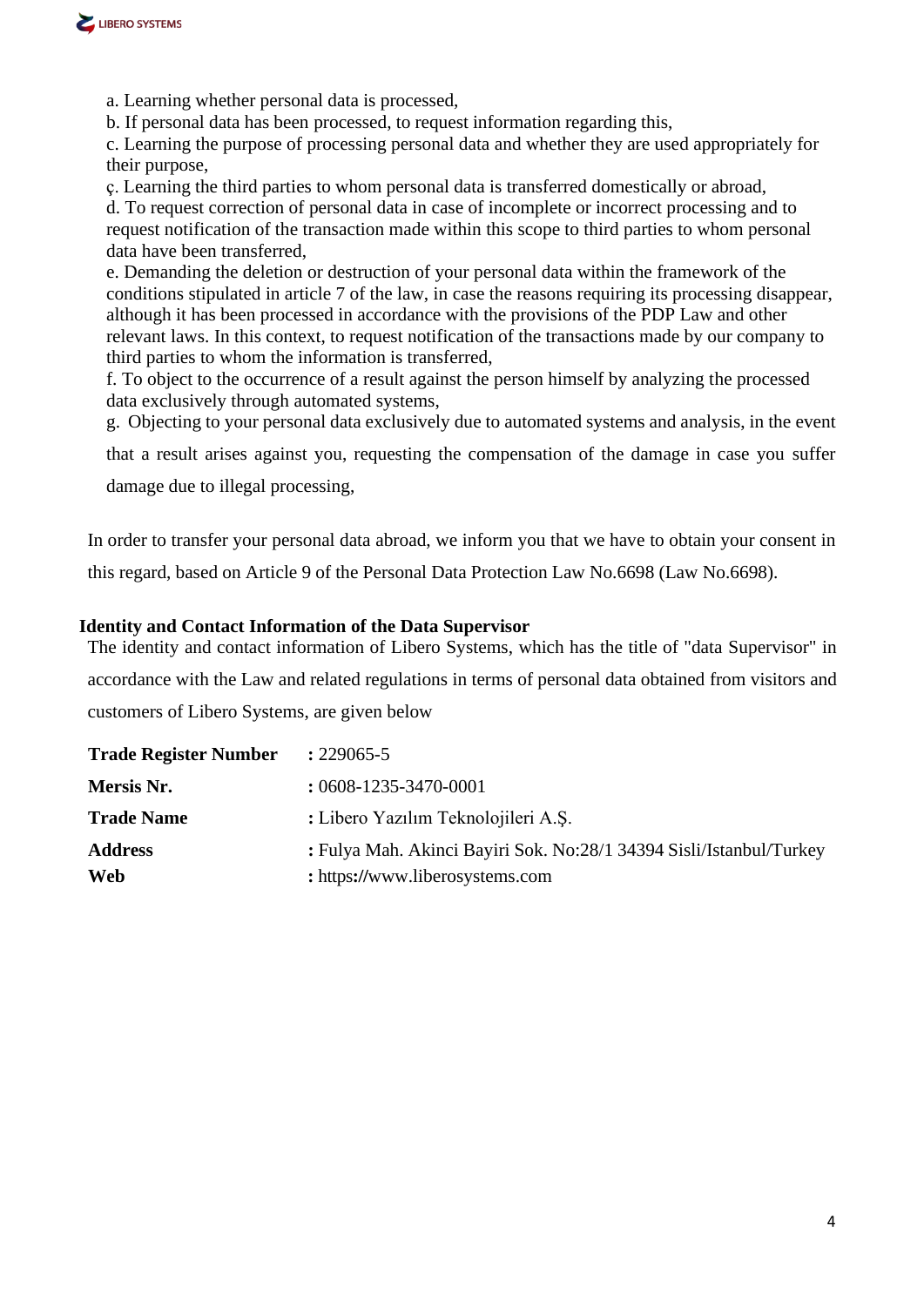a. Learning whether personal data is processed,
b. If personal data has been processed, to request information regarding this,
c. Learning the purpose of processing personal data and whether they are used appropriately for their purpose,
ç. Learning the third parties to whom personal data is transferred domestically or abroad,
d. To request correction of personal data in case of incomplete or incorrect processing and to request notification of the transaction made within this scope to third parties to whom personal data have been transferred,
e. Demanding the deletion or destruction of your personal data within the framework of the conditions stipulated in article 7 of the law, in case the reasons requiring its processing disappear, although it has been processed in accordance with the provisions of the PDP Law and other relevant laws. In this context, to request notification of the transactions made by our company to third parties to whom the information is transferred,
f. To object to the occurrence of a result against the person himself by analyzing the processed data exclusively through automated systems,
g. Objecting to your personal data exclusively due to automated systems and analysis, in the event that a result arises against you, requesting the compensation of the damage in case you suffer damage due to illegal processing,

In order to transfer your personal data abroad, we inform you that we have to obtain your consent in this regard, based on Article 9 of the Personal Data Protection Law No.6698 (Law No.6698).

**Identity and Contact Information of the Data Supervisor**

The identity and contact information of Libero Systems, which has the title of "data Supervisor" in accordance with the Law and related regulations in terms of personal data obtained from visitors and customers of Libero Systems, are given below

| | |
|---|---|
| **Trade Register Number** | **:** 229065-5 |
| **Mersis Nr.** | **:** 0608-1235-3470-0001 |
| **Trade Name** | **:** Libero Yazılım Teknolojileri A.Ş. |
| **Address** | **:** Fulya Mah. Akinci Bayiri Sok. No:28/1 34394 Sisli/Istanbul/Turkey |
| **Web** | **:** https://www.liberosystems.com |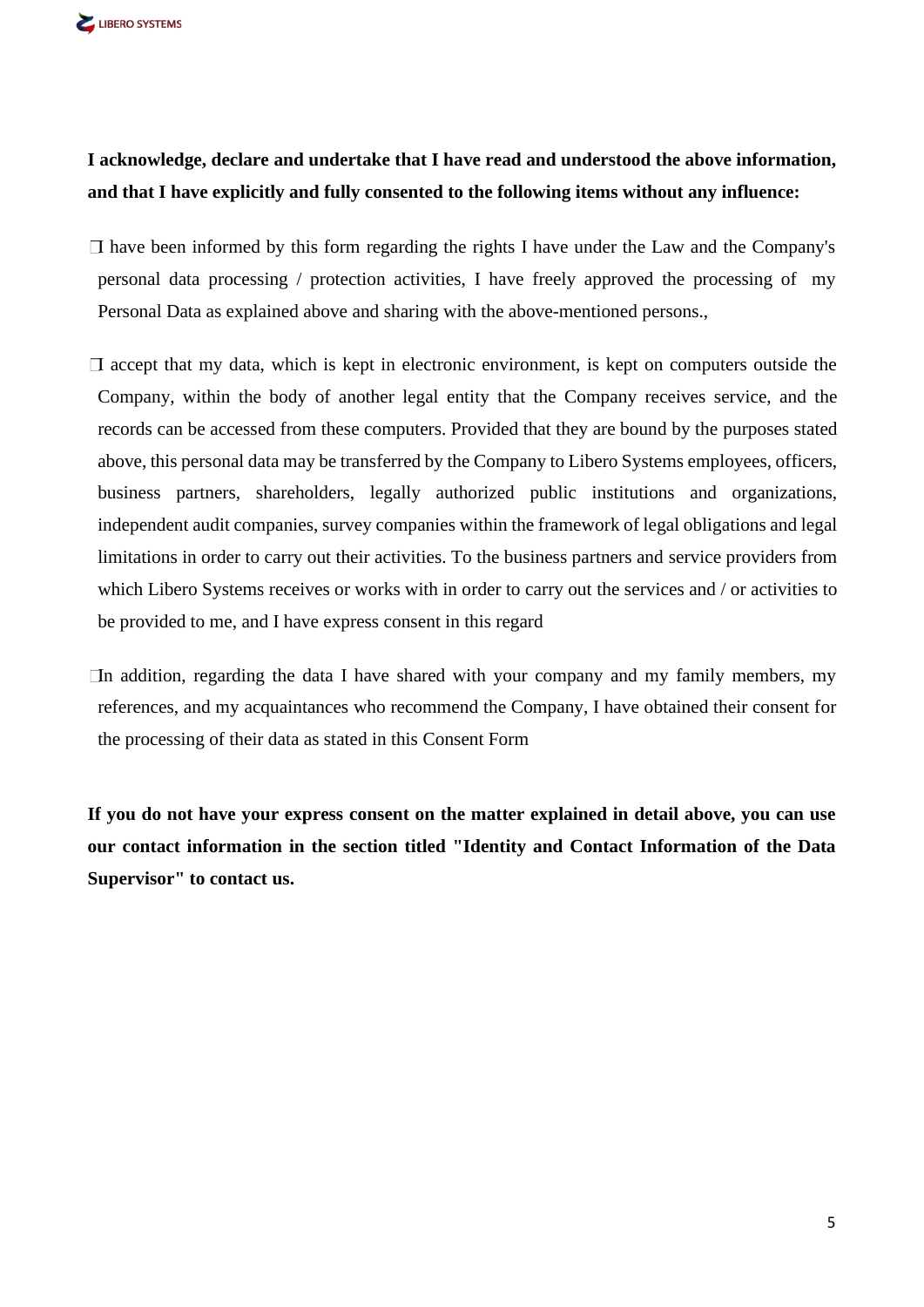**I acknowledge, declare and undertake that I have read and understood the above information, and that I have explicitly and fully consented to the following items without any influence:**

❒ I have been informed by this form regarding the rights I have under the Law and the Company's personal data processing / protection activities, I have freely approved the processing of my Personal Data as explained above and sharing with the above-mentioned persons.,

❒ I accept that my data, which is kept in electronic environment, is kept on computers outside the Company, within the body of another legal entity that the Company receives service, and the records can be accessed from these computers. Provided that they are bound by the purposes stated above, this personal data may be transferred by the Company to Libero Systems employees, officers, business partners, shareholders, legally authorized public institutions and organizations, independent audit companies, survey companies within the framework of legal obligations and legal limitations in order to carry out their activities. To the business partners and service providers from which Libero Systems receives or works with in order to carry out the services and / or activities to be provided to me, and I have express consent in this regard

❒ In addition, regarding the data I have shared with your company and my family members, my references, and my acquaintances who recommend the Company, I have obtained their consent for the processing of their data as stated in this Consent Form

**If you do not have your express consent on the matter explained in detail above, you can use our contact information in the section titled "Identity and Contact Information of the Data Supervisor" to contact us.**